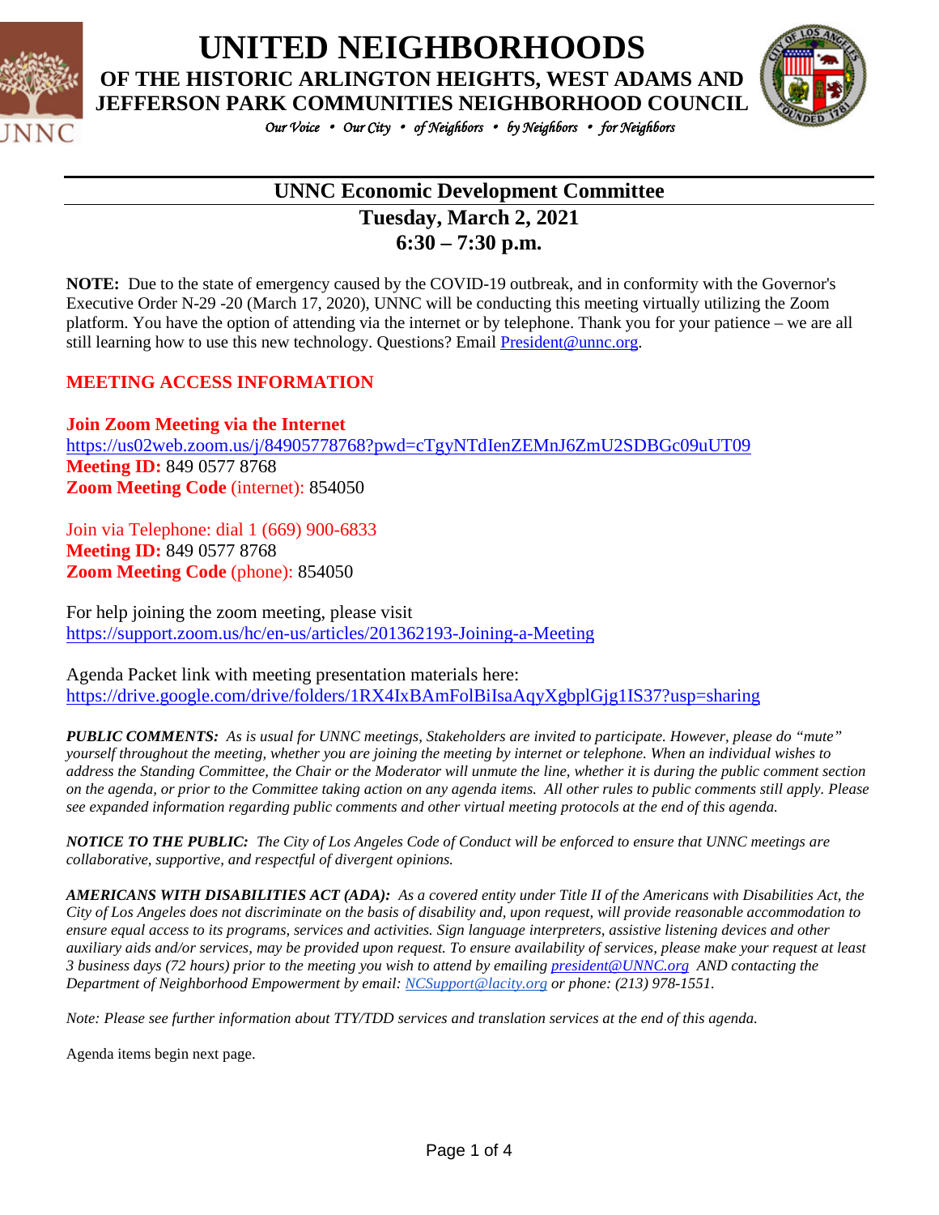# UNITED NEIGHBORHOODS

## OF THE HISTORIC ARLINGTON HEIGHTS, WEST ADAMS AND JEFFERSON PARK COMMUNITIES NEIGHBORHOOD COUNCIL

*Our Voice • Our City • of Neighbors • by Neighbors • for Neighbors*

## UNNC Economic Development Committee

### Tuesday, March 2, 2021
### 6:30 – 7:30 p.m.

**NOTE:** Due to the state of emergency caused by the COVID-19 outbreak, and in conformity with the Governor's Executive Order N-29 -20 (March 17, 2020), UNNC will be conducting this meeting virtually utilizing the Zoom platform. You have the option of attending via the internet or by telephone. Thank you for your patience – we are all still learning how to use this new technology. Questions? Email President@unnc.org.

**MEETING ACCESS INFORMATION**

**Join Zoom Meeting via the Internet**
https://us02web.zoom.us/j/84905778768?pwd=cTgyNTdIenZEMnJ6ZmU2SDBGc09uUT09
**Meeting ID:** 849 0577 8768
**Zoom Meeting Code** (internet): 854050

Join via Telephone: dial 1 (669) 900-6833
**Meeting ID:** 849 0577 8768
**Zoom Meeting Code** (phone): 854050

For help joining the zoom meeting, please visit
https://support.zoom.us/hc/en-us/articles/201362193-Joining-a-Meeting

Agenda Packet link with meeting presentation materials here:
https://drive.google.com/drive/folders/1RX4IxBAmFolBiIsaAqyXgbplGjg1IS37?usp=sharing

***PUBLIC COMMENTS:*** *As is usual for UNNC meetings, Stakeholders are invited to participate. However, please do "mute" yourself throughout the meeting, whether you are joining the meeting by internet or by telephone. When an individual wishes to address the Standing Committee, the Chair or the Moderator will unmute the line, whether it is during the public comment section on the agenda, or prior to the Committee taking action on any agenda items. All other rules to public comments still apply. Please see expanded information regarding public comments and other virtual meeting protocols at the end of this agenda.*

***NOTICE TO THE PUBLIC:*** *The City of Los Angeles Code of Conduct will be enforced to ensure that UNNC meetings are collaborative, supportive, and respectful of divergent opinions.*

***AMERICANS WITH DISABILITIES ACT (ADA):*** *As a covered entity under Title II of the Americans with Disabilities Act, the City of Los Angeles does not discriminate on the basis of disability and, upon request, will provide reasonable accommodation to ensure equal access to its programs, services and activities. Sign language interpreters, assistive listening devices and other auxiliary aids and/or services, may be provided upon request. To ensure availability of services, please make your request at least 3 business days (72 hours) prior to the meeting you wish to attend by emailing president@UNNC.org AND contacting the Department of Neighborhood Empowerment by email: NCSupport@lacity.org or phone: (213) 978-1551.*

*Note: Please see further information about TTY/TDD services and translation services at the end of this agenda.*

Agenda items begin next page.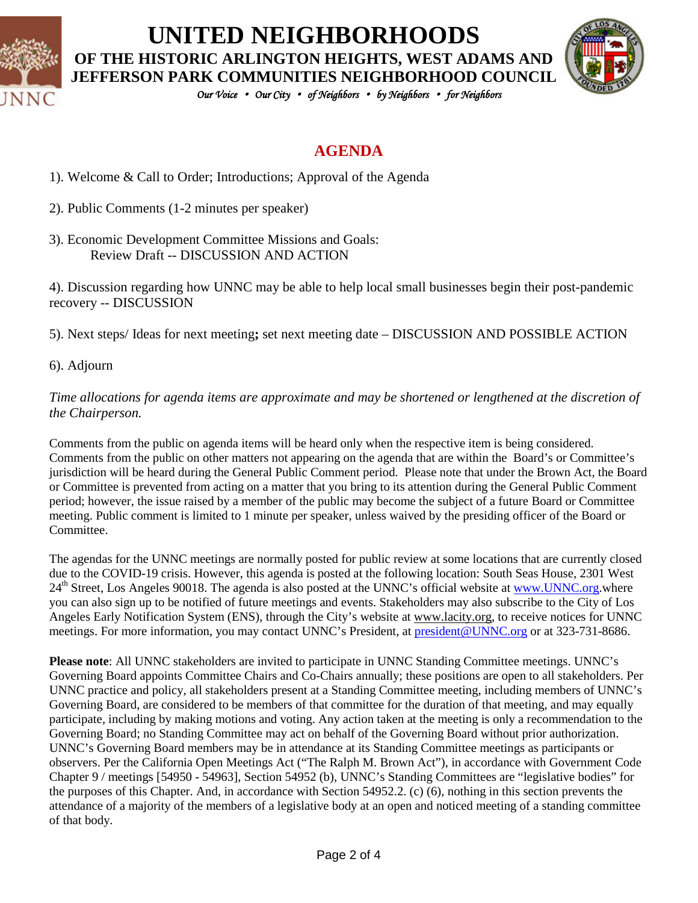# UNITED NEIGHBORHOODS

## OF THE HISTORIC ARLINGTON HEIGHTS, WEST ADAMS AND JEFFERSON PARK COMMUNITIES NEIGHBORHOOD COUNCIL

*Our Voice • Our City • of Neighbors • by Neighbors • for Neighbors*

## AGENDA

1). Welcome & Call to Order; Introductions; Approval of the Agenda

2). Public Comments (1-2 minutes per speaker)

3). Economic Development Committee Missions and Goals:
Review Draft -- DISCUSSION AND ACTION

4). Discussion regarding how UNNC may be able to help local small businesses begin their post-pandemic recovery -- DISCUSSION

5). Next steps/ Ideas for next meeting**;** set next meeting date – DISCUSSION AND POSSIBLE ACTION

6). Adjourn

*Time allocations for agenda items are approximate and may be shortened or lengthened at the discretion of the Chairperson.*

Comments from the public on agenda items will be heard only when the respective item is being considered. Comments from the public on other matters not appearing on the agenda that are within the Board's or Committee's jurisdiction will be heard during the General Public Comment period. Please note that under the Brown Act, the Board or Committee is prevented from acting on a matter that you bring to its attention during the General Public Comment period; however, the issue raised by a member of the public may become the subject of a future Board or Committee meeting. Public comment is limited to 1 minute per speaker, unless waived by the presiding officer of the Board or Committee.

The agendas for the UNNC meetings are normally posted for public review at some locations that are currently closed due to the COVID-19 crisis. However, this agenda is posted at the following location: South Seas House, 2301 West 24th Street, Los Angeles 90018. The agenda is also posted at the UNNC's official website at www.UNNC.org.where you can also sign up to be notified of future meetings and events. Stakeholders may also subscribe to the City of Los Angeles Early Notification System (ENS), through the City's website at www.lacity.org, to receive notices for UNNC meetings. For more information, you may contact UNNC's President, at president@UNNC.org or at 323-731-8686.

**Please note**: All UNNC stakeholders are invited to participate in UNNC Standing Committee meetings. UNNC's Governing Board appoints Committee Chairs and Co-Chairs annually; these positions are open to all stakeholders. Per UNNC practice and policy, all stakeholders present at a Standing Committee meeting, including members of UNNC's Governing Board, are considered to be members of that committee for the duration of that meeting, and may equally participate, including by making motions and voting. Any action taken at the meeting is only a recommendation to the Governing Board; no Standing Committee may act on behalf of the Governing Board without prior authorization. UNNC's Governing Board members may be in attendance at its Standing Committee meetings as participants or observers. Per the California Open Meetings Act ("The Ralph M. Brown Act"), in accordance with Government Code Chapter 9 / meetings [54950 - 54963], Section 54952 (b), UNNC's Standing Committees are "legislative bodies" for the purposes of this Chapter. And, in accordance with Section 54952.2. (c) (6), nothing in this section prevents the attendance of a majority of the members of a legislative body at an open and noticed meeting of a standing committee of that body.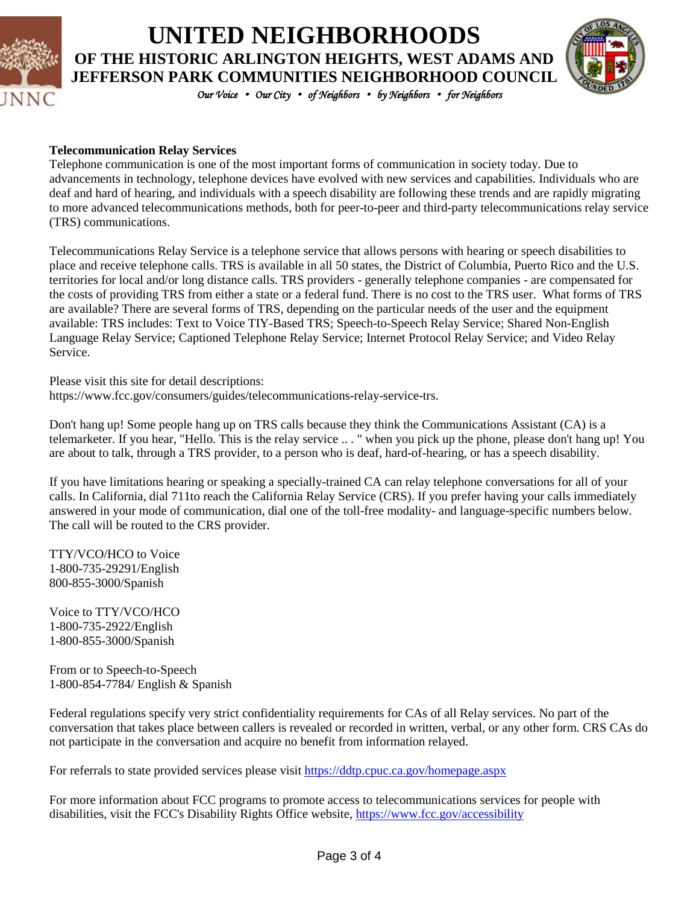# UNITED NEIGHBORHOODS

## OF THE HISTORIC ARLINGTON HEIGHTS, WEST ADAMS AND JEFFERSON PARK COMMUNITIES NEIGHBORHOOD COUNCIL

*Our Voice • Our City • of Neighbors • by Neighbors • for Neighbors*

**Telecommunication Relay Services**

Telephone communication is one of the most important forms of communication in society today. Due to advancements in technology, telephone devices have evolved with new services and capabilities. Individuals who are deaf and hard of hearing, and individuals with a speech disability are following these trends and are rapidly migrating to more advanced telecommunications methods, both for peer-to-peer and third-party telecommunications relay service (TRS) communications.

Telecommunications Relay Service is a telephone service that allows persons with hearing or speech disabilities to place and receive telephone calls. TRS is available in all 50 states, the District of Columbia, Puerto Rico and the U.S. territories for local and/or long distance calls. TRS providers - generally telephone companies - are compensated for the costs of providing TRS from either a state or a federal fund. There is no cost to the TRS user. What forms of TRS are available? There are several forms of TRS, depending on the particular needs of the user and the equipment available: TRS includes: Text to Voice TIY-Based TRS; Speech-to-Speech Relay Service; Shared Non-English Language Relay Service; Captioned Telephone Relay Service; Internet Protocol Relay Service; and Video Relay Service.

Please visit this site for detail descriptions:
https://www.fcc.gov/consumers/guides/telecommunications-relay-service-trs.

Don't hang up! Some people hang up on TRS calls because they think the Communications Assistant (CA) is a telemarketer. If you hear, "Hello. This is the relay service .. . " when you pick up the phone, please don't hang up! You are about to talk, through a TRS provider, to a person who is deaf, hard-of-hearing, or has a speech disability.

If you have limitations hearing or speaking a specially-trained CA can relay telephone conversations for all of your calls. In California, dial 711to reach the California Relay Service (CRS). If you prefer having your calls immediately answered in your mode of communication, dial one of the toll-free modality- and language-specific numbers below. The call will be routed to the CRS provider.

TTY/VCO/HCO to Voice
1-800-735-29291/English
800-855-3000/Spanish

Voice to TTY/VCO/HCO
1-800-735-2922/English
1-800-855-3000/Spanish

From or to Speech-to-Speech
1-800-854-7784/ English & Spanish

Federal regulations specify very strict confidentiality requirements for CAs of all Relay services. No part of the conversation that takes place between callers is revealed or recorded in written, verbal, or any other form. CRS CAs do not participate in the conversation and acquire no benefit from information relayed.

For referrals to state provided services please visit [https://ddtp.cpuc.ca.gov/homepage.aspx](https://ddtp.cpuc.ca.gov/homepage.aspx)

For more information about FCC programs to promote access to telecommunications services for people with disabilities, visit the FCC's Disability Rights Office website, [https://www.fcc.gov/accessibility](https://www.fcc.gov/accessibility)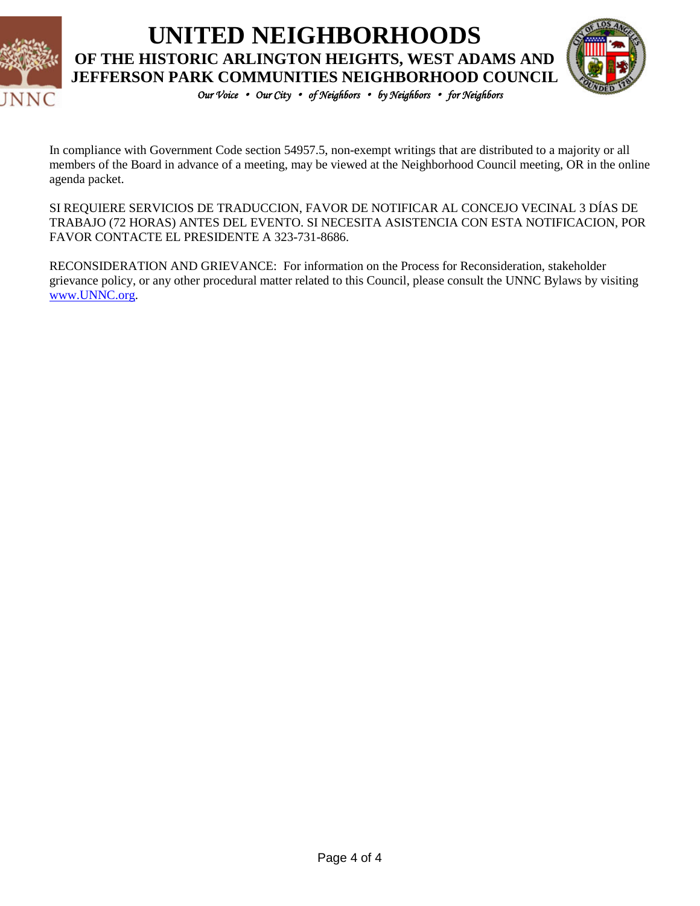In compliance with Government Code section 54957.5, non-exempt writings that are distributed to a majority or all members of the Board in advance of a meeting, may be viewed at the Neighborhood Council meeting, OR in the online agenda packet.

SI REQUIERE SERVICIOS DE TRADUCCION, FAVOR DE NOTIFICAR AL CONCEJO VECINAL 3 DÍAS DE TRABAJO (72 HORAS) ANTES DEL EVENTO. SI NECESITA ASISTENCIA CON ESTA NOTIFICACION, POR FAVOR CONTACTE EL PRESIDENTE A 323-731-8686.

RECONSIDERATION AND GRIEVANCE: For information on the Process for Reconsideration, stakeholder grievance policy, or any other procedural matter related to this Council, please consult the UNNC Bylaws by visiting [www.UNNC.org](http://www.UNNC.org).